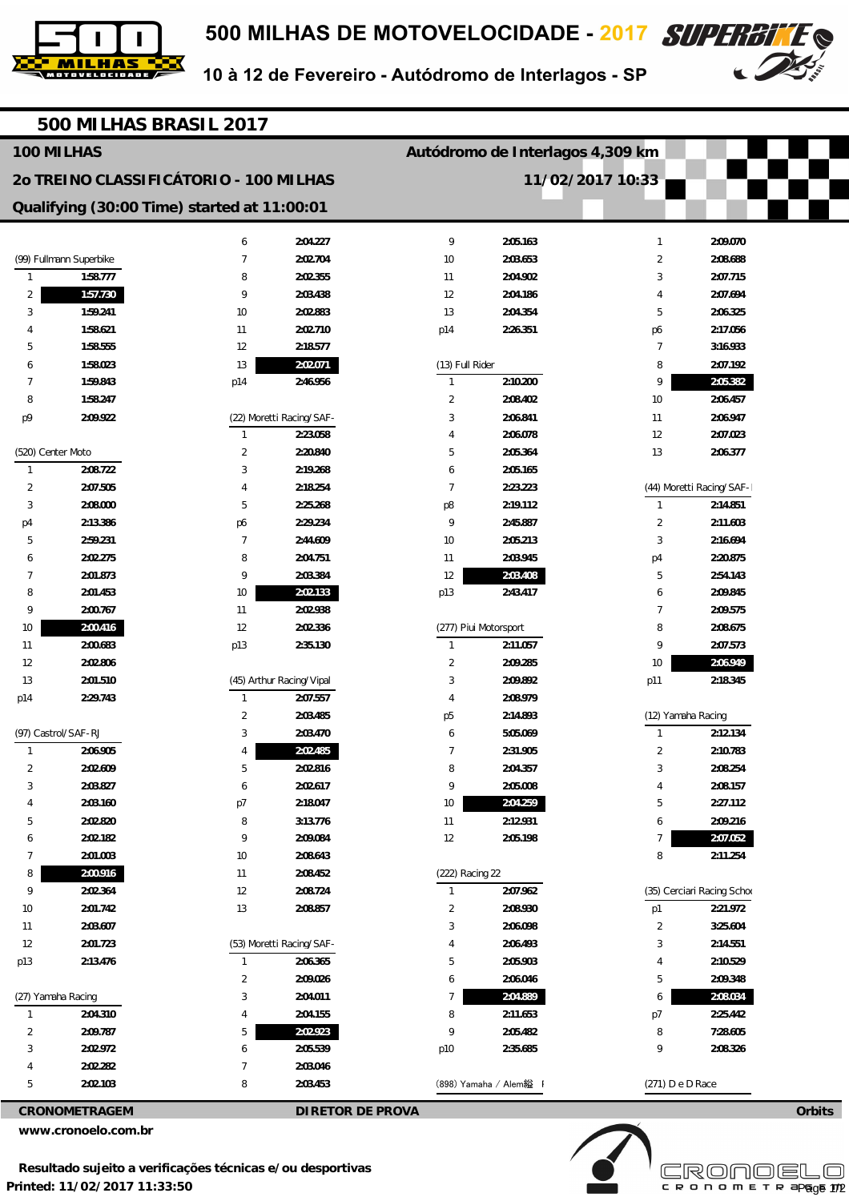# 500 MILHAS DE MOTOVELOCIDADE - 2017

10 à 12 de Fevereiro - Autódromo de Interlagos - SP

## 500 MILHAS BRASIL 2017

**100 MILHAS** — **Autódromo de Interlagos 4,309 km**

**2o TREINO CLASSIFICÁTORIO - 100 MILHAS** — **11/02/2017 10:33**

**Qualifying (30:00 Time) started at 11:00:01**

### (99) Fullmann Superbike

| Lap | Time |
|---|---|
| 1 | 1:58.777 |
| 2 | **1:57.730** |
| 3 | 1:59.241 |
| 4 | 1:58.621 |
| 5 | 1:58.555 |
| 6 | 1:58.023 |
| 7 | 1:59.843 |
| 8 | 1:58.247 |
| p9 | 2:09.922 |

### (520) Center Moto

| Lap | Time |
|---|---|
| 1 | 2:08.722 |
| 2 | 2:07.505 |
| 3 | 2:08.000 |
| p4 | 2:13.386 |
| 5 | 2:59.231 |
| 6 | 2:02.275 |
| 7 | 2:01.873 |
| 8 | 2:01.453 |
| 9 | 2:00.767 |
| 10 | **2:00.416** |
| 11 | 2:00.683 |
| 12 | 2:02.806 |
| 13 | 2:01.510 |
| p14 | 2:29.743 |

### (97) Castrol/SAF-RJ

| Lap | Time |
|---|---|
| 1 | 2:06.905 |
| 2 | 2:02.609 |
| 3 | 2:03.827 |
| 4 | 2:03.160 |
| 5 | 2:02.820 |
| 6 | 2:02.182 |
| 7 | 2:01.003 |
| 8 | **2:00.916** |
| 9 | 2:02.364 |
| 10 | 2:01.742 |
| 11 | 2:03.607 |
| 12 | 2:01.723 |
| p13 | 2:13.476 |

### (27) Yamaha Racing

| Lap | Time |
|---|---|
| 1 | 2:04.310 |
| 2 | 2:09.787 |
| 3 | 2:02.972 |
| 4 | 2:02.282 |
| 5 | 2:02.103 |
| 6 | 2:04.227 |
| 7 | 2:02.704 |
| 8 | 2:02.355 |
| 9 | 2:03.438 |
| 10 | 2:02.883 |
| 11 | 2:02.710 |
| 12 | 2:18.577 |
| 13 | **2:02.071** |
| p14 | 2:46.956 |

### (22) Moretti Racing/SAF-

| Lap | Time |
|---|---|
| 1 | 2:23.058 |
| 2 | 2:20.840 |
| 3 | 2:19.268 |
| 4 | 2:18.254 |
| 5 | 2:25.268 |
| p6 | 2:29.234 |
| 7 | 2:44.609 |
| 8 | 2:04.751 |
| 9 | 2:03.384 |
| 10 | **2:02.133** |
| 11 | 2:02.938 |
| 12 | 2:02.336 |
| p13 | 2:35.130 |

### (45) Arthur Racing/Vipal

| Lap | Time |
|---|---|
| 1 | 2:07.557 |
| 2 | 2:03.485 |
| 3 | 2:03.470 |
| 4 | **2:02.485** |
| 5 | 2:02.816 |
| 6 | 2:02.617 |
| p7 | 2:18.047 |
| 8 | 3:13.776 |
| 9 | 2:09.084 |
| 10 | 2:08.643 |
| 11 | 2:08.452 |
| 12 | 2:08.724 |
| 13 | 2:08.857 |

### (53) Moretti Racing/SAF-

| Lap | Time |
|---|---|
| 1 | 2:06.365 |
| 2 | 2:09.026 |
| 3 | 2:04.011 |
| 4 | 2:04.155 |
| 5 | **2:02.923** |
| 6 | 2:05.539 |
| 7 | 2:03.046 |
| 8 | 2:03.453 |
| 9 | 2:05.163 |
| 10 | 2:03.653 |
| 11 | 2:04.902 |
| 12 | 2:04.186 |
| 13 | 2:04.354 |
| p14 | 2:26.351 |

### (13) Full Rider

| Lap | Time |
|---|---|
| 1 | 2:10.200 |
| 2 | 2:08.402 |
| 3 | 2:06.841 |
| 4 | 2:06.078 |
| 5 | 2:05.364 |
| 6 | 2:05.165 |
| 7 | 2:23.223 |
| p8 | 2:19.112 |
| 9 | 2:45.887 |
| 10 | 2:05.213 |
| 11 | 2:03.945 |
| 12 | **2:03.408** |
| p13 | 2:43.417 |

### (277) Piui Motorsport

| Lap | Time |
|---|---|
| 1 | 2:11.057 |
| 2 | 2:09.285 |
| 3 | 2:09.892 |
| 4 | 2:08.979 |
| p5 | 2:14.893 |
| 6 | 5:05.069 |
| 7 | 2:31.905 |
| 8 | 2:04.357 |
| 9 | 2:05.008 |
| 10 | **2:04.259** |
| 11 | 2:12.931 |
| 12 | 2:05.198 |

### (222) Racing 22

| Lap | Time |
|---|---|
| 1 | 2:07.962 |
| 2 | 2:08.930 |
| 3 | 2:06.098 |
| 4 | 2:06.493 |
| 5 | 2:05.903 |
| 6 | 2:06.046 |
| 7 | **2:04.889** |
| 8 | 2:11.653 |
| 9 | 2:05.482 |
| p10 | 2:35.685 |

### (898) Yamaha / Alem縂

| Lap | Time |
|---|---|
| 1 | 2:09.070 |
| 2 | 2:08.688 |
| 3 | 2:07.715 |
| 4 | 2:07.694 |
| 5 | 2:06.325 |
| p6 | 2:17.056 |
| 7 | 3:16.933 |
| 8 | 2:07.192 |
| 9 | **2:05.382** |
| 10 | 2:06.457 |
| 11 | 2:06.947 |
| 12 | 2:07.023 |
| 13 | 2:06.377 |

### (44) Moretti Racing/SAF-

| Lap | Time |
|---|---|
| 1 | 2:14.851 |
| 2 | 2:11.603 |
| 3 | 2:16.694 |
| p4 | 2:20.875 |
| 5 | 2:54.143 |
| 6 | 2:09.845 |
| 7 | 2:09.575 |
| 8 | 2:08.675 |
| 9 | 2:07.573 |
| 10 | **2:06.949** |
| p11 | 2:18.345 |

### (12) Yamaha Racing

| Lap | Time |
|---|---|
| 1 | 2:12.134 |
| 2 | 2:10.783 |
| 3 | 2:08.254 |
| 4 | 2:08.157 |
| 5 | 2:27.112 |
| 6 | 2:09.216 |
| 7 | **2:07.052** |
| 8 | 2:11.254 |

### (35) Cerciari Racing Scho

| Lap | Time |
|---|---|
| p1 | 2:21.972 |
| 2 | 3:25.604 |
| 3 | 2:14.551 |
| 4 | 2:10.529 |
| 5 | 2:09.348 |
| 6 | **2:08.034** |
| p7 | 2:25.442 |
| 8 | 7:28.605 |
| 9 | 2:08.326 |

### (271) D e D Race

**CRONOMETRAGEM** — **DIRETOR DE PROVA** — **Orbits**

www.cronoelo.com.br

**Resultado sujeito a verificações técnicas e/ou desportivas**

**Printed: 11/02/2017 11:33:50**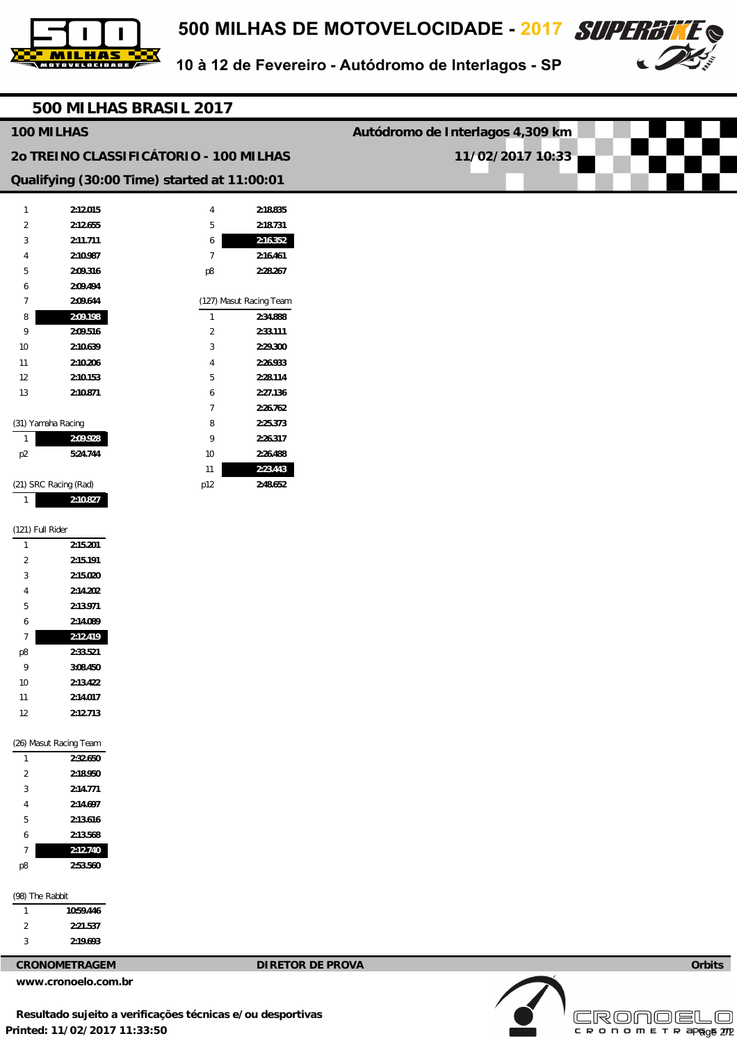## 500 MILHAS BRASIL 2017

**100 MILHAS** — **Autódromo de Interlagos 4,309 km**

**2o TREINO CLASSIFICÁTORIO - 100 MILHAS** — **11/02/2017 10:33**

**Qualifying (30:00 Time) started at 11:00:01**

| | |
|---|---|
| 1 | 2:12.015 |
| 2 | 2:12.655 |
| 3 | 2:11.711 |
| 4 | 2:10.987 |
| 5 | 2:09.316 |
| 6 | 2:09.494 |
| 7 | 2:09.644 |
| 8 | **2:09.198** |
| 9 | 2:09.516 |
| 10 | 2:10.639 |
| 11 | 2:10.206 |
| 12 | 2:10.153 |
| 13 | 2:10.871 |

(31) Yamaha Racing

| | |
|---|---|
| 1 | **2:09.928** |
| p2 | 5:24.744 |

(21) SRC Racing (Rad)

| | |
|---|---|
| 1 | **2:10.827** |

(121) Full Rider

| | |
|---|---|
| 1 | 2:15.201 |
| 2 | 2:15.191 |
| 3 | 2:15.020 |
| 4 | 2:14.202 |
| 5 | 2:13.971 |
| 6 | 2:14.089 |
| 7 | **2:12.419** |
| p8 | 2:33.521 |
| 9 | 3:08.450 |
| 10 | 2:13.422 |
| 11 | 2:14.017 |
| 12 | 2:12.713 |

(26) Masut Racing Team

| | |
|---|---|
| 1 | 2:32.650 |
| 2 | 2:18.950 |
| 3 | 2:14.771 |
| 4 | 2:14.697 |
| 5 | 2:13.616 |
| 6 | 2:13.568 |
| 7 | **2:12.740** |
| p8 | 2:53.560 |

(98) The Rabbit

| | |
|---|---|
| 1 | 10:59.446 |
| 2 | 2:21.537 |
| 3 | 2:19.693 |
| 4 | 2:18.835 |
| 5 | 2:18.731 |
| 6 | **2:16.352** |
| 7 | 2:16.461 |
| p8 | 2:28.267 |

(127) Masut Racing Team

| | |
|---|---|
| 1 | 2:34.888 |
| 2 | 2:33.111 |
| 3 | 2:29.300 |
| 4 | 2:26.933 |
| 5 | 2:28.114 |
| 6 | 2:27.136 |
| 7 | 2:26.762 |
| 8 | 2:25.373 |
| 9 | 2:26.317 |
| 10 | 2:26.488 |
| 11 | **2:23.443** |
| p12 | 2:48.652 |

**CRONOMETRAGEM** — **DIRETOR DE PROVA** — **Orbits**

**www.cronoelo.com.br**

**Resultado sujeito a verificações técnicas e/ou desportivas**

**Printed: 11/02/2017 11:33:50**